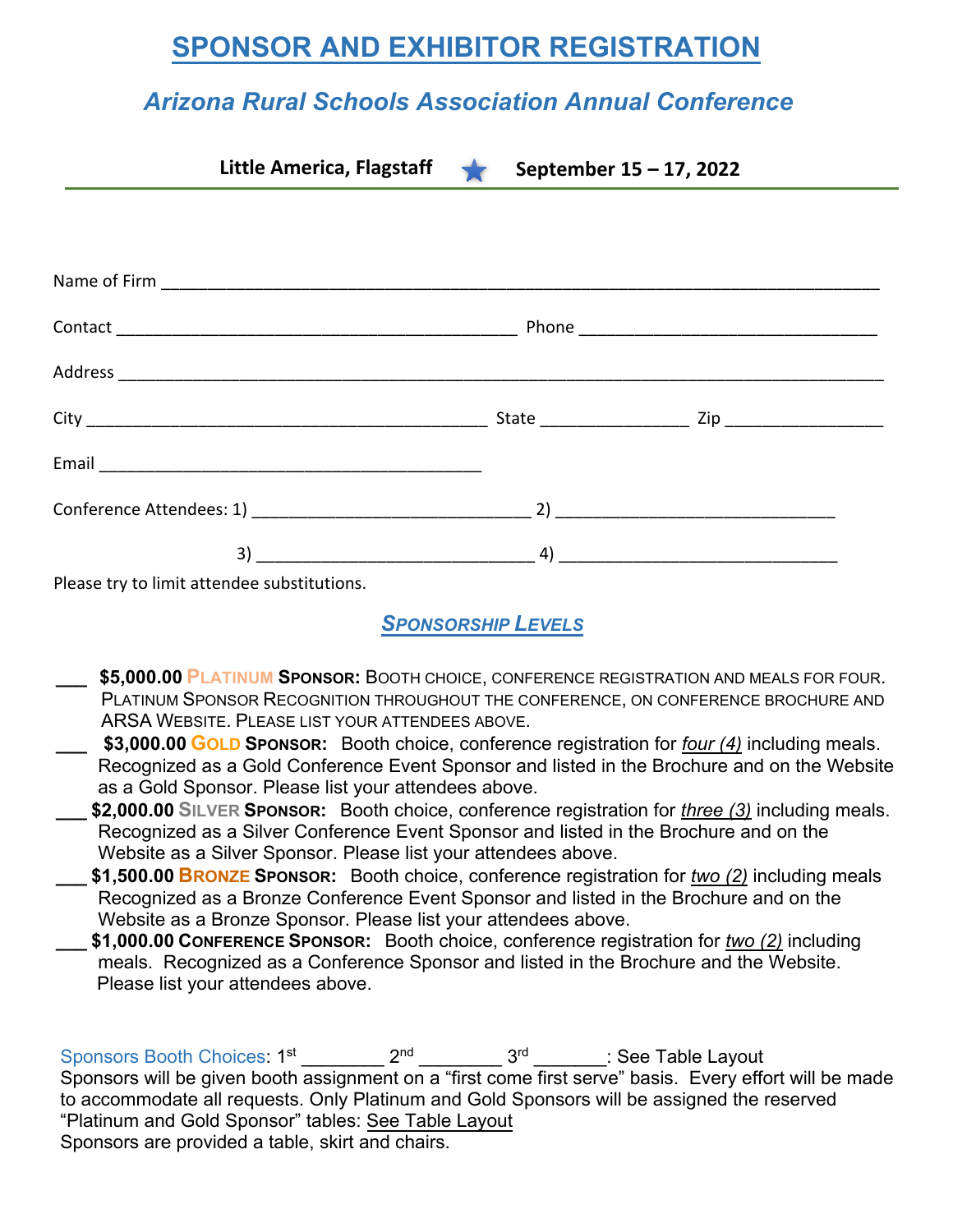# SPONSOR AND EXHIBITOR REGISTRATION

## *Arizona Rural Schools Association Annual Conference*

**Little America, Flagstaff** ★ **September 15 – 17, 2022**

Name of Firm ______________________________________________________________________________

Contact ___________________________________________ Phone ________________________________

Address ___________________________________________________________________________________

City ___________________________________________ State _______________ Zip ________________

Email ___________________________________________

Conference Attendees: 1) _____________________________ 2) _____________________________

3) _____________________________ 4) _____________________________

Please try to limit attendee substitutions.

## *Sponsorship Levels*

___ **$5,000.00 PLATINUM SPONSOR:** BOOTH CHOICE, CONFERENCE REGISTRATION AND MEALS FOR FOUR. PLATINUM SPONSOR RECOGNITION THROUGHOUT THE CONFERENCE, ON CONFERENCE BROCHURE AND ARSA WEBSITE. PLEASE LIST YOUR ATTENDEES ABOVE.

___ **$3,000.00 GOLD SPONSOR:** Booth choice, conference registration for *four (4)* including meals. Recognized as a Gold Conference Event Sponsor and listed in the Brochure and on the Website as a Gold Sponsor. Please list your attendees above.

___ **$2,000.00 SILVER SPONSOR:** Booth choice, conference registration for *three (3)* including meals. Recognized as a Silver Conference Event Sponsor and listed in the Brochure and on the Website as a Silver Sponsor. Please list your attendees above.

___ **$1,500.00 BRONZE SPONSOR:** Booth choice, conference registration for *two (2)* including meals Recognized as a Bronze Conference Event Sponsor and listed in the Brochure and on the Website as a Bronze Sponsor. Please list your attendees above.

___ **$1,000.00 CONFERENCE SPONSOR:** Booth choice, conference registration for *two (2)* including meals. Recognized as a Conference Sponsor and listed in the Brochure and the Website. Please list your attendees above.

Sponsors Booth Choices: 1st ________ 2nd ________ 3rd _______: See Table Layout

Sponsors will be given booth assignment on a "first come first serve" basis. Every effort will be made to accommodate all requests. Only Platinum and Gold Sponsors will be assigned the reserved "Platinum and Gold Sponsor" tables: See Table Layout

Sponsors are provided a table, skirt and chairs.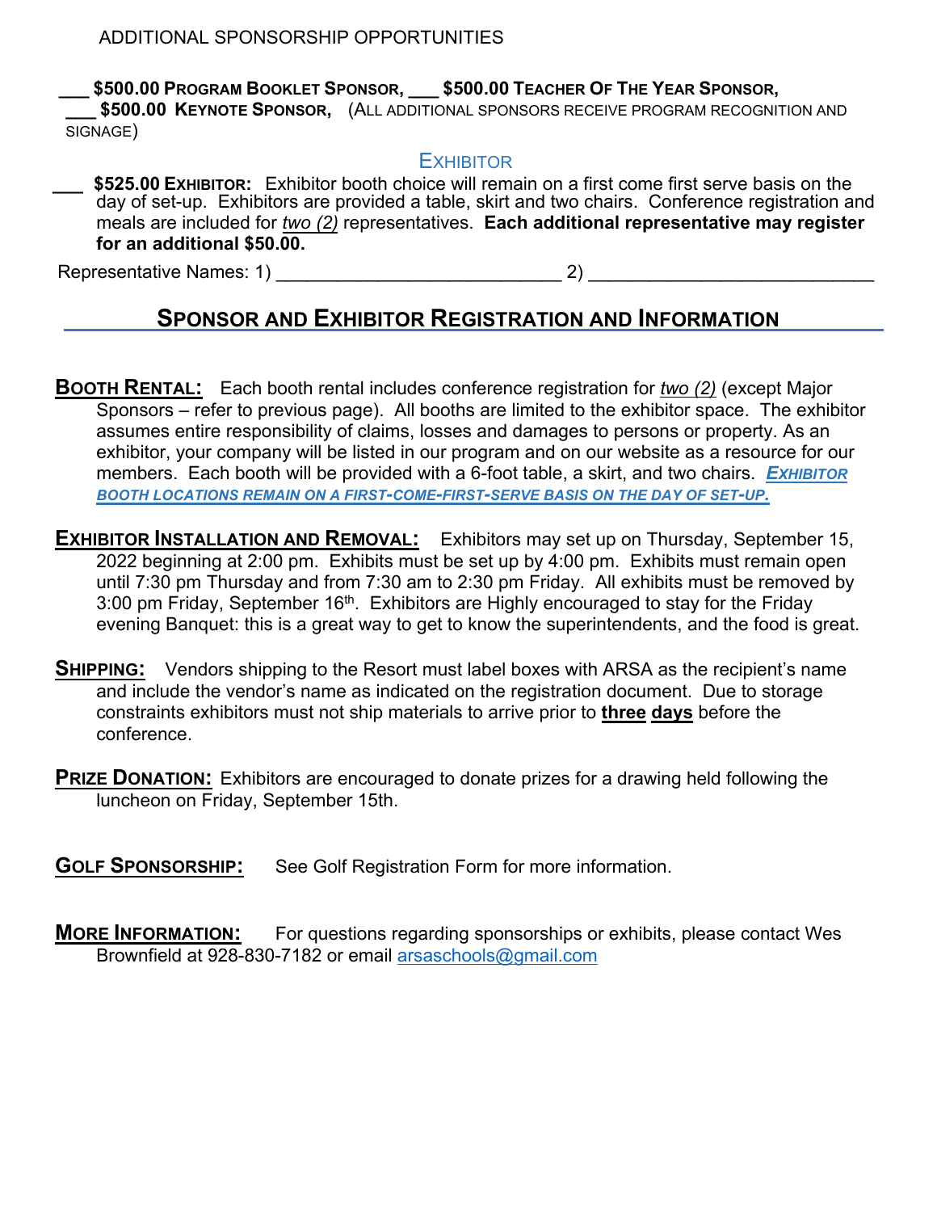ADDITIONAL SPONSORSHIP OPPORTUNITIES

___ **$500.00 PROGRAM BOOKLET SPONSOR,** ___ **$500.00 TEACHER OF THE YEAR SPONSOR,**
___ **$500.00 KEYNOTE SPONSOR,** (ALL ADDITIONAL SPONSORS RECEIVE PROGRAM RECOGNITION AND SIGNAGE)

## EXHIBITOR

___ **$525.00 EXHIBITOR:** Exhibitor booth choice will remain on a first come first serve basis on the day of set-up. Exhibitors are provided a table, skirt and two chairs. Conference registration and meals are included for *two (2)* representatives. **Each additional representative may register for an additional $50.00.**

Representative Names: 1) ___________________________ 2) ___________________________

## SPONSOR AND EXHIBITOR REGISTRATION AND INFORMATION

**BOOTH RENTAL:** Each booth rental includes conference registration for *two (2)* (except Major Sponsors – refer to previous page). All booths are limited to the exhibitor space. The exhibitor assumes entire responsibility of claims, losses and damages to persons or property. As an exhibitor, your company will be listed in our program and on our website as a resource for our members. Each booth will be provided with a 6-foot table, a skirt, and two chairs. ***EXHIBITOR BOOTH LOCATIONS REMAIN ON A FIRST-COME-FIRST-SERVE BASIS ON THE DAY OF SET-UP.***

**EXHIBITOR INSTALLATION AND REMOVAL:** Exhibitors may set up on Thursday, September 15, 2022 beginning at 2:00 pm. Exhibits must be set up by 4:00 pm. Exhibits must remain open until 7:30 pm Thursday and from 7:30 am to 2:30 pm Friday. All exhibits must be removed by 3:00 pm Friday, September 16th. Exhibitors are Highly encouraged to stay for the Friday evening Banquet: this is a great way to get to know the superintendents, and the food is great.

**SHIPPING:** Vendors shipping to the Resort must label boxes with ARSA as the recipient's name and include the vendor's name as indicated on the registration document. Due to storage constraints exhibitors must not ship materials to arrive prior to **three days** before the conference.

**PRIZE DONATION:** Exhibitors are encouraged to donate prizes for a drawing held following the luncheon on Friday, September 15th.

**GOLF SPONSORSHIP:** See Golf Registration Form for more information.

**MORE INFORMATION:** For questions regarding sponsorships or exhibits, please contact Wes Brownfield at 928-830-7182 or email arsaschools@gmail.com